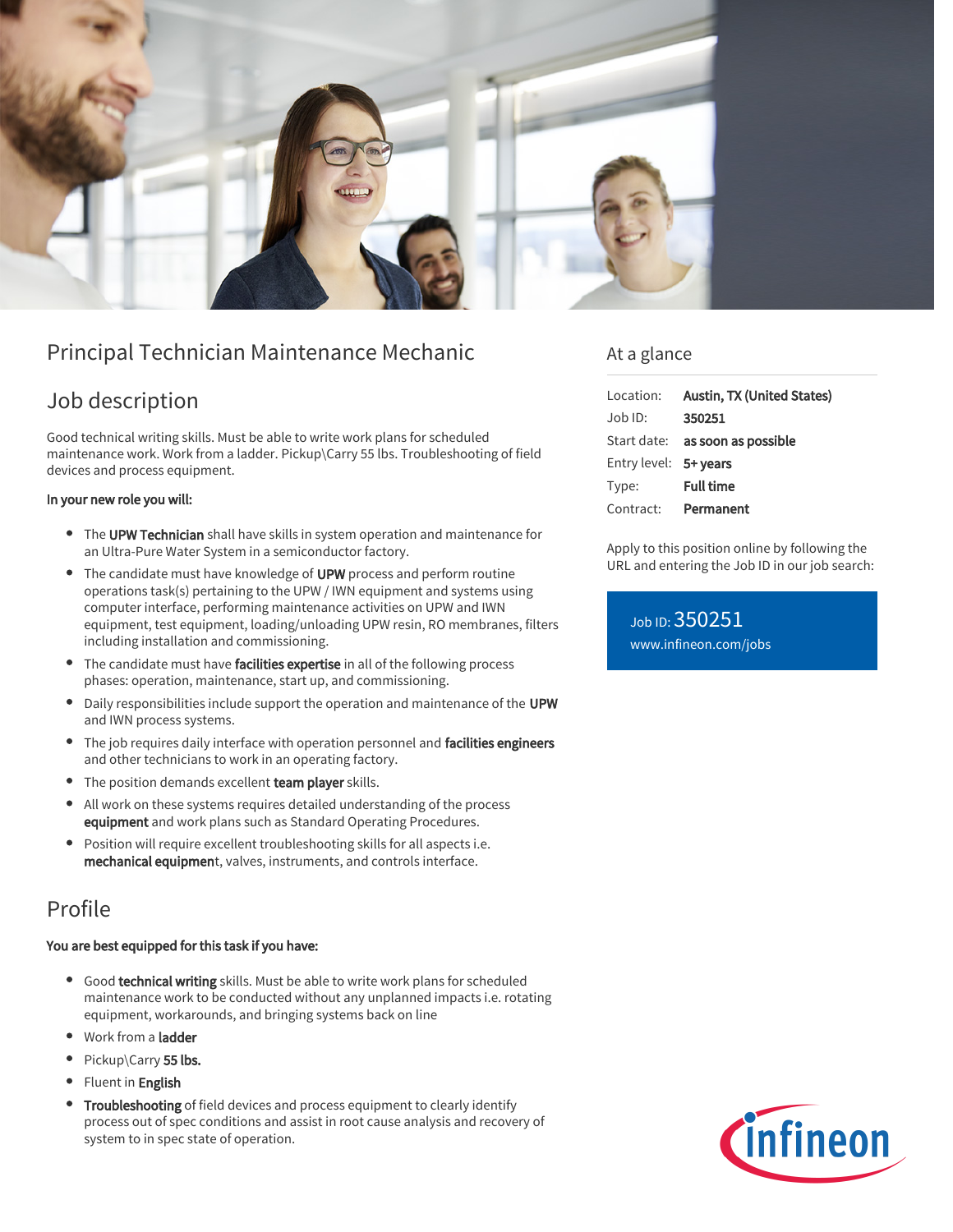# Principal Technician Maintenance Mechanic

## Job description

Good technical writing skills. Must be able to write work plans for scheduled maintenance work. Work from a ladder. Pickup\Carry 55 lbs. Troubleshooting of field devices and process equipment.

**In your new role you will:**

- The **UPW Technician** shall have skills in system operation and maintenance for an Ultra-Pure Water System in a semiconductor factory.
- The candidate must have knowledge of **UPW** process and perform routine operations task(s) pertaining to the UPW / IWN equipment and systems using computer interface, performing maintenance activities on UPW and IWN equipment, test equipment, loading/unloading UPW resin, RO membranes, filters including installation and commissioning.
- The candidate must have **facilities expertise** in all of the following process phases: operation, maintenance, start up, and commissioning.
- Daily responsibilities include support the operation and maintenance of the **UPW** and IWN process systems.
- The job requires daily interface with operation personnel and **facilities engineers** and other technicians to work in an operating factory.
- The position demands excellent **team player** skills.
- All work on these systems requires detailed understanding of the process **equipment** and work plans such as Standard Operating Procedures.
- Position will require excellent troubleshooting skills for all aspects i.e. **mechanical equipmen**t, valves, instruments, and controls interface.

## Profile

**You are best equipped for this task if you have:**

- Good **technical writing** skills. Must be able to write work plans for scheduled maintenance work to be conducted without any unplanned impacts i.e. rotating equipment, workarounds, and bringing systems back on line
- Work from a **ladder**
- Pickup\Carry **55 lbs.**
- Fluent in **English**
- **Troubleshooting** of field devices and process equipment to clearly identify process out of spec conditions and assist in root cause analysis and recovery of system to in spec state of operation.

## At a glance

| | |
|---|---|
| Location: | **Austin, TX (United States)** |
| Job ID: | **350251** |
| Start date: | **as soon as possible** |
| Entry level: | **5+ years** |
| Type: | **Full time** |
| Contract: | **Permanent** |

Apply to this position online by following the URL and entering the Job ID in our job search:

Job ID: 350251
www.infineon.com/jobs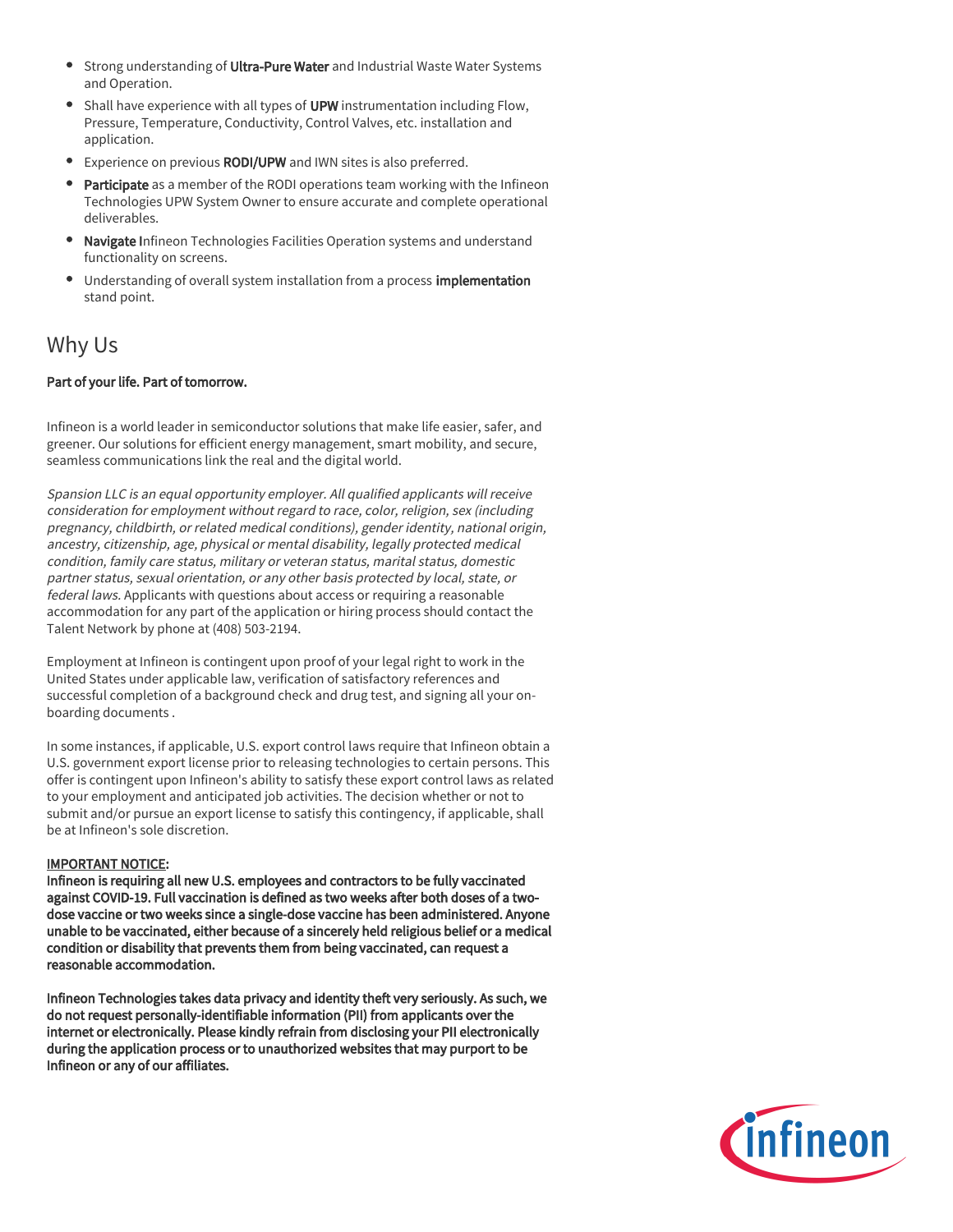- Strong understanding of **Ultra-Pure Water** and Industrial Waste Water Systems and Operation.
- Shall have experience with all types of **UPW** instrumentation including Flow, Pressure, Temperature, Conductivity, Control Valves, etc. installation and application.
- Experience on previous **RODI/UPW** and IWN sites is also preferred.
- **Participate** as a member of the RODI operations team working with the Infineon Technologies UPW System Owner to ensure accurate and complete operational deliverables.
- **Navigate I**nfineon Technologies Facilities Operation systems and understand functionality on screens.
- Understanding of overall system installation from a process **implementation** stand point.

## Why Us

**Part of your life. Part of tomorrow.**

Infineon is a world leader in semiconductor solutions that make life easier, safer, and greener. Our solutions for efficient energy management, smart mobility, and secure, seamless communications link the real and the digital world.

*Spansion LLC is an equal opportunity employer. All qualified applicants will receive consideration for employment without regard to race, color, religion, sex (including pregnancy, childbirth, or related medical conditions), gender identity, national origin, ancestry, citizenship, age, physical or mental disability, legally protected medical condition, family care status, military or veteran status, marital status, domestic partner status, sexual orientation, or any other basis protected by local, state, or federal laws.* Applicants with questions about access or requiring a reasonable accommodation for any part of the application or hiring process should contact the Talent Network by phone at (408) 503-2194.

Employment at Infineon is contingent upon proof of your legal right to work in the United States under applicable law, verification of satisfactory references and successful completion of a background check and drug test, and signing all your on-boarding documents .

In some instances, if applicable, U.S. export control laws require that Infineon obtain a U.S. government export license prior to releasing technologies to certain persons. This offer is contingent upon Infineon's ability to satisfy these export control laws as related to your employment and anticipated job activities. The decision whether or not to submit and/or pursue an export license to satisfy this contingency, if applicable, shall be at Infineon's sole discretion.

**IMPORTANT NOTICE:**
**Infineon is requiring all new U.S. employees and contractors to be fully vaccinated against COVID-19. Full vaccination is defined as two weeks after both doses of a two-dose vaccine or two weeks since a single-dose vaccine has been administered. Anyone unable to be vaccinated, either because of a sincerely held religious belief or a medical condition or disability that prevents them from being vaccinated, can request a reasonable accommodation.**

**Infineon Technologies takes data privacy and identity theft very seriously. As such, we do not request personally-identifiable information (PII) from applicants over the internet or electronically. Please kindly refrain from disclosing your PII electronically during the application process or to unauthorized websites that may purport to be Infineon or any of our affiliates.**

infineon